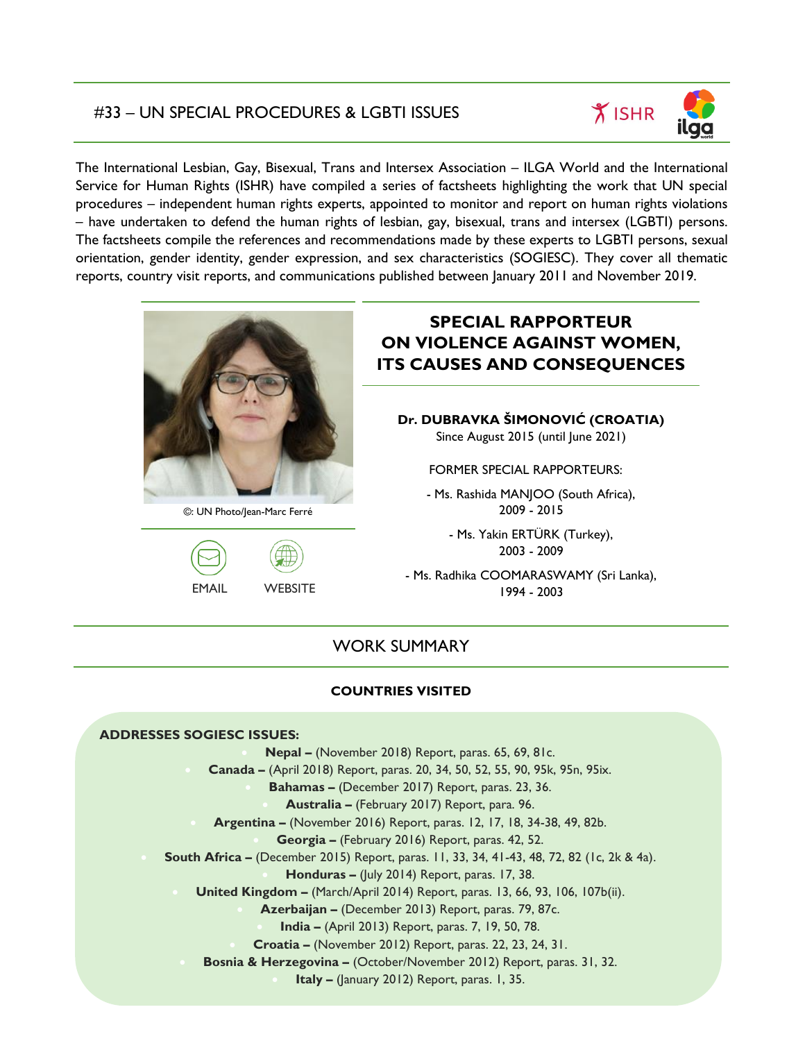# #33 – UN SPECIAL PROCEDURES & LGBTI ISSUES

The International Lesbian, Gay, Bisexual, Trans and Intersex Association – ILGA World and the International Service for Human Rights (ISHR) have compiled a series of factsheets highlighting the work that UN special procedures – independent human rights experts, appointed to monitor and report on human rights violations – have undertaken to defend the human rights of lesbian, gay, bisexual, trans and intersex (LGBTI) persons. The factsheets compile the references and recommendations made by these experts to LGBTI persons, sexual orientation, gender identity, gender expression, and sex characteristics (SOGIESC). They cover all thematic reports, country visit reports, and communications published between January 2011 and November 2019.

©: UN Photo/Jean-Marc Ferré

EMAIL WEBSITE

## SPECIAL RAPPORTEUR ON VIOLENCE AGAINST WOMEN, ITS CAUSES AND CONSEQUENCES

**Dr. DUBRAVKA ŠIMONOVIĆ (CROATIA)**
Since August 2015 (until June 2021)

FORMER SPECIAL RAPPORTEURS:

- Ms. Rashida MANJOO (South Africa), 2009 - 2015
- Ms. Yakin ERTÜRK (Turkey), 2003 - 2009
- Ms. Radhika COOMARASWAMY (Sri Lanka), 1994 - 2003

## WORK SUMMARY

### COUNTRIES VISITED

**ADDRESSES SOGIESC ISSUES:**

- **Nepal –** (November 2018) Report, paras. 65, 69, 81c.
- **Canada –** (April 2018) Report, paras. 20, 34, 50, 52, 55, 90, 95k, 95n, 95ix.
- **Bahamas –** (December 2017) Report, paras. 23, 36.
- **Australia –** (February 2017) Report, para. 96.
- **Argentina –** (November 2016) Report, paras. 12, 17, 18, 34-38, 49, 82b.
- **Georgia –** (February 2016) Report, paras. 42, 52.
- **South Africa –** (December 2015) Report, paras. 11, 33, 34, 41-43, 48, 72, 82 (1c, 2k & 4a).
- **Honduras –** (July 2014) Report, paras. 17, 38.
- **United Kingdom –** (March/April 2014) Report, paras. 13, 66, 93, 106, 107b(ii).
- **Azerbaijan –** (December 2013) Report, paras. 79, 87c.
- **India –** (April 2013) Report, paras. 7, 19, 50, 78.
- **Croatia –** (November 2012) Report, paras. 22, 23, 24, 31.
- **Bosnia & Herzegovina –** (October/November 2012) Report, paras. 31, 32.
- **Italy –** (January 2012) Report, paras. 1, 35.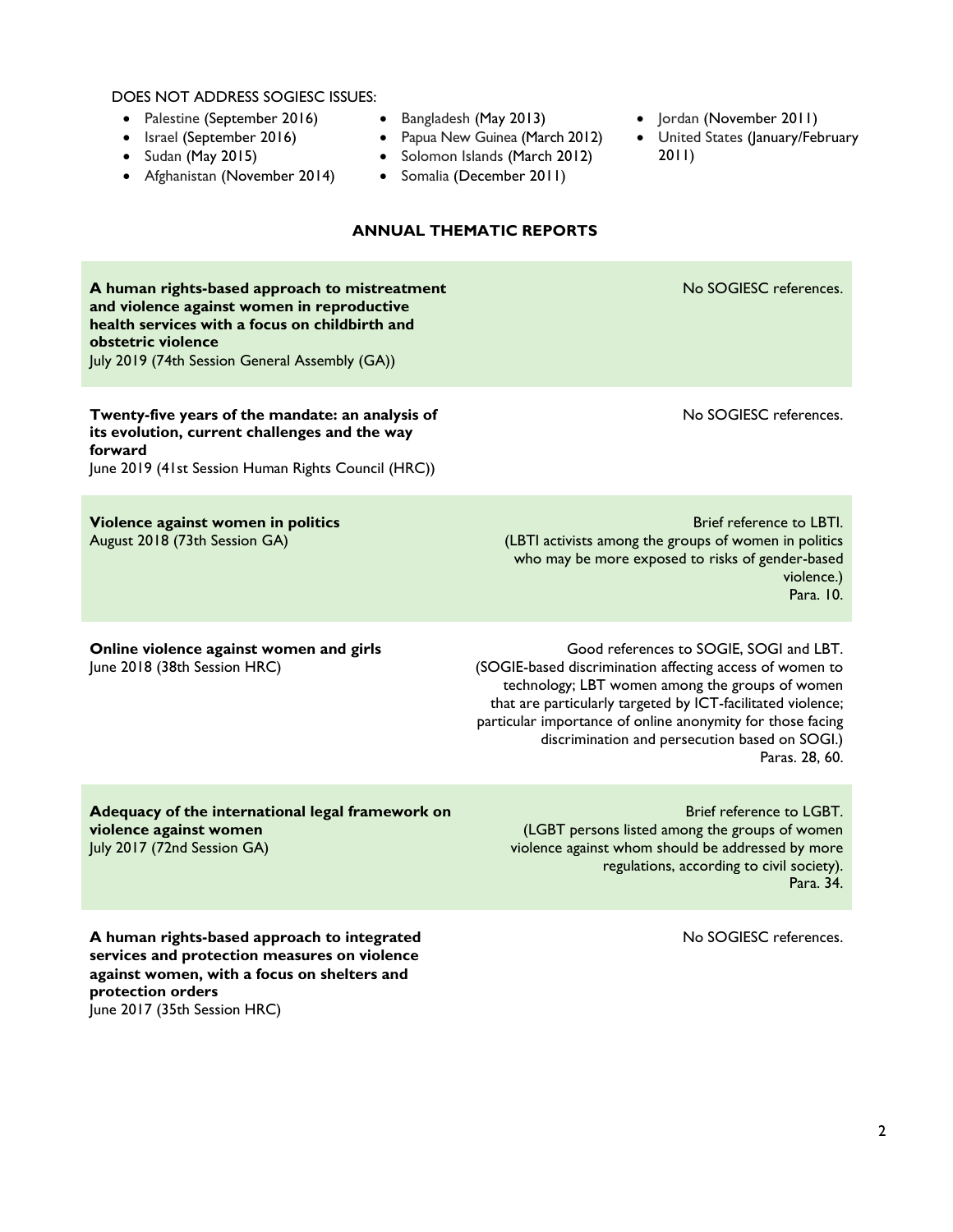DOES NOT ADDRESS SOGIESC ISSUES:

- Palestine (September 2016)
- Israel (September 2016)
- Sudan (May 2015)
- Afghanistan (November 2014)
- Bangladesh (May 2013)
- Papua New Guinea (March 2012)
- Solomon Islands (March 2012)
- Somalia (December 2011)
- Jordan (November 2011)
- United States (January/February 2011)

## ANNUAL THEMATIC REPORTS

| Report | SOGIESC references |
| --- | --- |
| **A human rights-based approach to mistreatment and violence against women in reproductive health services with a focus on childbirth and obstetric violence**<br>July 2019 (74th Session General Assembly (GA)) | No SOGIESC references. |
| **Twenty-five years of the mandate: an analysis of its evolution, current challenges and the way forward**<br>June 2019 (41st Session Human Rights Council (HRC)) | No SOGIESC references. |
| **Violence against women in politics**<br>August 2018 (73th Session GA) | Brief reference to LBTI.<br>(LBTI activists among the groups of women in politics who may be more exposed to risks of gender-based violence.)<br>Para. 10. |
| **Online violence against women and girls**<br>June 2018 (38th Session HRC) | Good references to SOGIE, SOGI and LBT.<br>(SOGIE-based discrimination affecting access of women to technology; LBT women among the groups of women that are particularly targeted by ICT-facilitated violence; particular importance of online anonymity for those facing discrimination and persecution based on SOGI.)<br>Paras. 28, 60. |
| **Adequacy of the international legal framework on violence against women**<br>July 2017 (72nd Session GA) | Brief reference to LGBT.<br>(LGBT persons listed among the groups of women violence against whom should be addressed by more regulations, according to civil society).<br>Para. 34. |
| **A human rights-based approach to integrated services and protection measures on violence against women, with a focus on shelters and protection orders**<br>June 2017 (35th Session HRC) | No SOGIESC references. |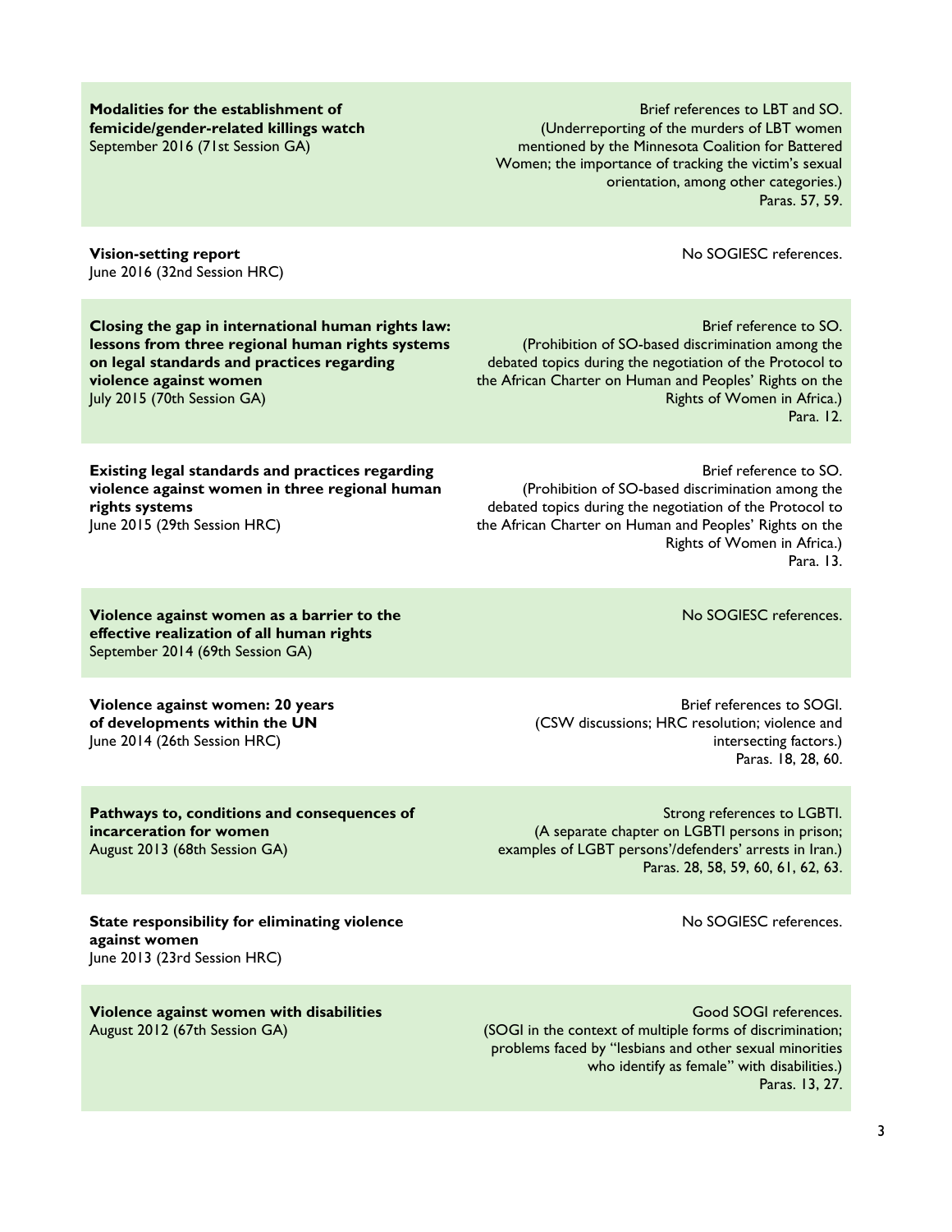| | |
|---|---|
| **Modalities for the establishment of femicide/gender-related killings watch**<br>September 2016 (71st Session GA) | Brief references to LBT and SO.<br>(Underreporting of the murders of LBT women mentioned by the Minnesota Coalition for Battered Women; the importance of tracking the victim's sexual orientation, among other categories.)<br>Paras. 57, 59. |
| **Vision-setting report**<br>June 2016 (32nd Session HRC) | No SOGIESC references. |
| **Closing the gap in international human rights law: lessons from three regional human rights systems on legal standards and practices regarding violence against women**<br>July 2015 (70th Session GA) | Brief reference to SO.<br>(Prohibition of SO-based discrimination among the debated topics during the negotiation of the Protocol to the African Charter on Human and Peoples' Rights on the Rights of Women in Africa.)<br>Para. 12. |
| **Existing legal standards and practices regarding violence against women in three regional human rights systems**<br>June 2015 (29th Session HRC) | Brief reference to SO.<br>(Prohibition of SO-based discrimination among the debated topics during the negotiation of the Protocol to the African Charter on Human and Peoples' Rights on the Rights of Women in Africa.)<br>Para. 13. |
| **Violence against women as a barrier to the effective realization of all human rights**<br>September 2014 (69th Session GA) | No SOGIESC references. |
| **Violence against women: 20 years of developments within the UN**<br>June 2014 (26th Session HRC) | Brief references to SOGI.<br>(CSW discussions; HRC resolution; violence and intersecting factors.)<br>Paras. 18, 28, 60. |
| **Pathways to, conditions and consequences of incarceration for women**<br>August 2013 (68th Session GA) | Strong references to LGBTI.<br>(A separate chapter on LGBTI persons in prison; examples of LGBT persons'/defenders' arrests in Iran.)<br>Paras. 28, 58, 59, 60, 61, 62, 63. |
| **State responsibility for eliminating violence against women**<br>June 2013 (23rd Session HRC) | No SOGIESC references. |
| **Violence against women with disabilities**<br>August 2012 (67th Session GA) | Good SOGI references.<br>(SOGI in the context of multiple forms of discrimination; problems faced by "lesbians and other sexual minorities who identify as female" with disabilities.)<br>Paras. 13, 27. |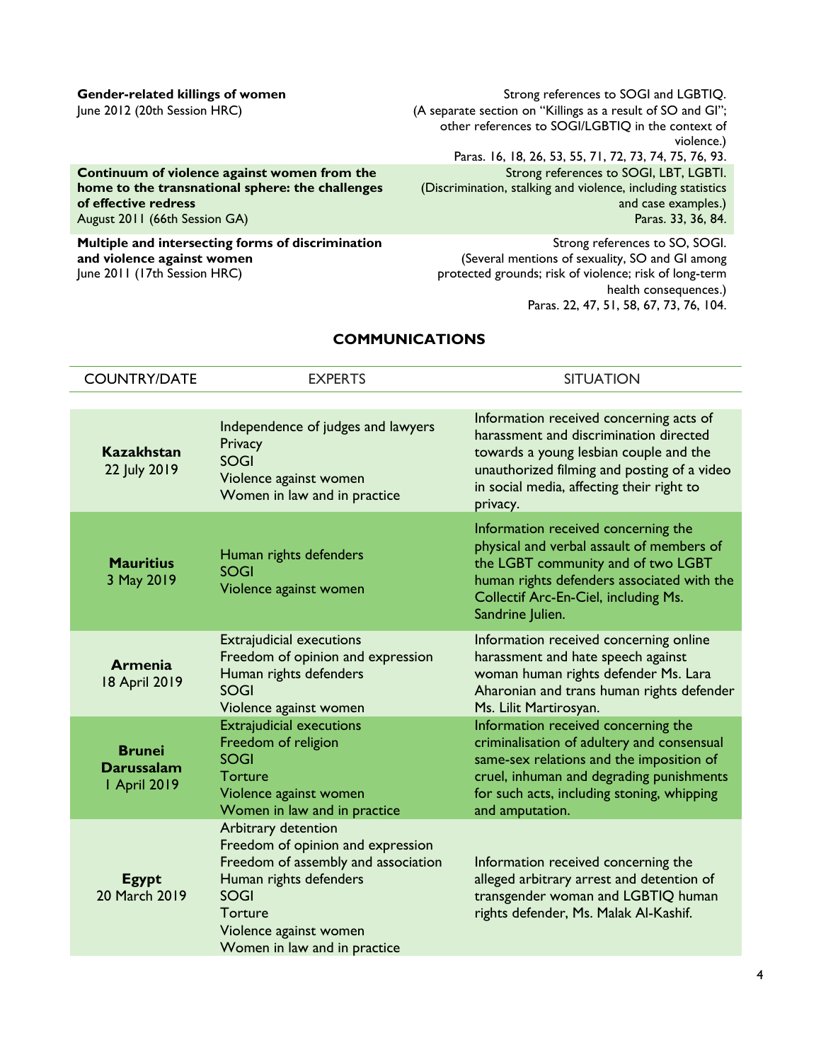| | |
|---|---|
| **Gender-related killings of women**<br>June 2012 (20th Session HRC) | Strong references to SOGI and LGBTIQ.<br>(A separate section on "Killings as a result of SO and GI"; other references to SOGI/LGBTIQ in the context of violence.)<br>Paras. 16, 18, 26, 53, 55, 71, 72, 73, 74, 75, 76, 93. |
| **Continuum of violence against women from the home to the transnational sphere: the challenges of effective redress**<br>August 2011 (66th Session GA) | Strong references to SOGI, LBT, LGBTI.<br>(Discrimination, stalking and violence, including statistics and case examples.)<br>Paras. 33, 36, 84. |
| **Multiple and intersecting forms of discrimination and violence against women**<br>June 2011 (17th Session HRC) | Strong references to SO, SOGI.<br>(Several mentions of sexuality, SO and GI among protected grounds; risk of violence; risk of long-term health consequences.)<br>Paras. 22, 47, 51, 58, 67, 73, 76, 104. |

## COMMUNICATIONS

| COUNTRY/DATE | EXPERTS | SITUATION |
|---|---|---|
| **Kazakhstan**<br>22 July 2019 | Independence of judges and lawyers<br>Privacy<br>SOGI<br>Violence against women<br>Women in law and in practice | Information received concerning acts of harassment and discrimination directed towards a young lesbian couple and the unauthorized filming and posting of a video in social media, affecting their right to privacy. |
| **Mauritius**<br>3 May 2019 | Human rights defenders<br>SOGI<br>Violence against women | Information received concerning the physical and verbal assault of members of the LGBT community and of two LGBT human rights defenders associated with the Collectif Arc-En-Ciel, including Ms. Sandrine Julien. |
| **Armenia**<br>18 April 2019 | Extrajudicial executions<br>Freedom of opinion and expression<br>Human rights defenders<br>SOGI<br>Violence against women | Information received concerning online harassment and hate speech against woman human rights defender Ms. Lara Aharonian and trans human rights defender Ms. Lilit Martirosyan. |
| **Brunei Darussalam**<br>1 April 2019 | Extrajudicial executions<br>Freedom of religion<br>SOGI<br>Torture<br>Violence against women<br>Women in law and in practice | Information received concerning the criminalisation of adultery and consensual same-sex relations and the imposition of cruel, inhuman and degrading punishments for such acts, including stoning, whipping and amputation. |
| **Egypt**<br>20 March 2019 | Arbitrary detention<br>Freedom of opinion and expression<br>Freedom of assembly and association<br>Human rights defenders<br>SOGI<br>Torture<br>Violence against women<br>Women in law and in practice | Information received concerning the alleged arbitrary arrest and detention of transgender woman and LGBTIQ human rights defender, Ms. Malak Al-Kashif. |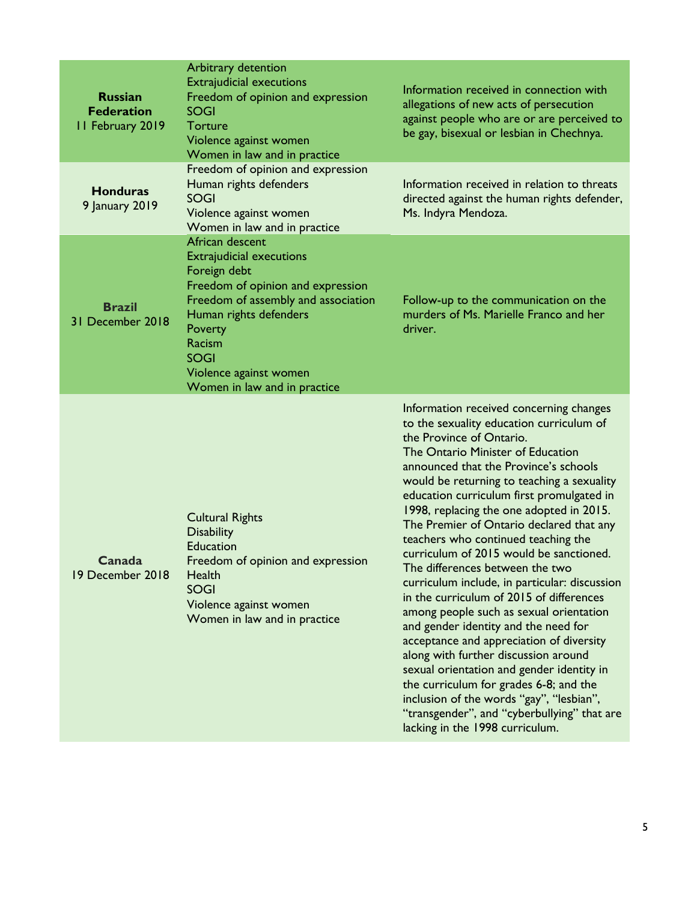| **Russian Federation** 11 February 2019 | Arbitrary detention<br>Extrajudicial executions<br>Freedom of opinion and expression<br>SOGI<br>Torture<br>Violence against women<br>Women in law and in practice | Information received in connection with allegations of new acts of persecution against people who are or are perceived to be gay, bisexual or lesbian in Chechnya. |
|---|---|---|
| **Honduras** 9 January 2019 | Freedom of opinion and expression<br>Human rights defenders<br>SOGI<br>Violence against women<br>Women in law and in practice | Information received in relation to threats directed against the human rights defender, Ms. Indyra Mendoza. |
| **Brazil** 31 December 2018 | African descent<br>Extrajudicial executions<br>Foreign debt<br>Freedom of opinion and expression<br>Freedom of assembly and association<br>Human rights defenders<br>Poverty<br>Racism<br>SOGI<br>Violence against women<br>Women in law and in practice | Follow-up to the communication on the murders of Ms. Marielle Franco and her driver. |
| **Canada** 19 December 2018 | Cultural Rights<br>Disability<br>Education<br>Freedom of opinion and expression<br>Health<br>SOGI<br>Violence against women<br>Women in law and in practice | Information received concerning changes to the sexuality education curriculum of the Province of Ontario.<br>The Ontario Minister of Education announced that the Province's schools would be returning to teaching a sexuality education curriculum first promulgated in 1998, replacing the one adopted in 2015. The Premier of Ontario declared that any teachers who continued teaching the curriculum of 2015 would be sanctioned. The differences between the two curriculum include, in particular: discussion in the curriculum of 2015 of differences among people such as sexual orientation and gender identity and the need for acceptance and appreciation of diversity along with further discussion around sexual orientation and gender identity in the curriculum for grades 6-8; and the inclusion of the words "gay", "lesbian", "transgender", and "cyberbullying" that are lacking in the 1998 curriculum. |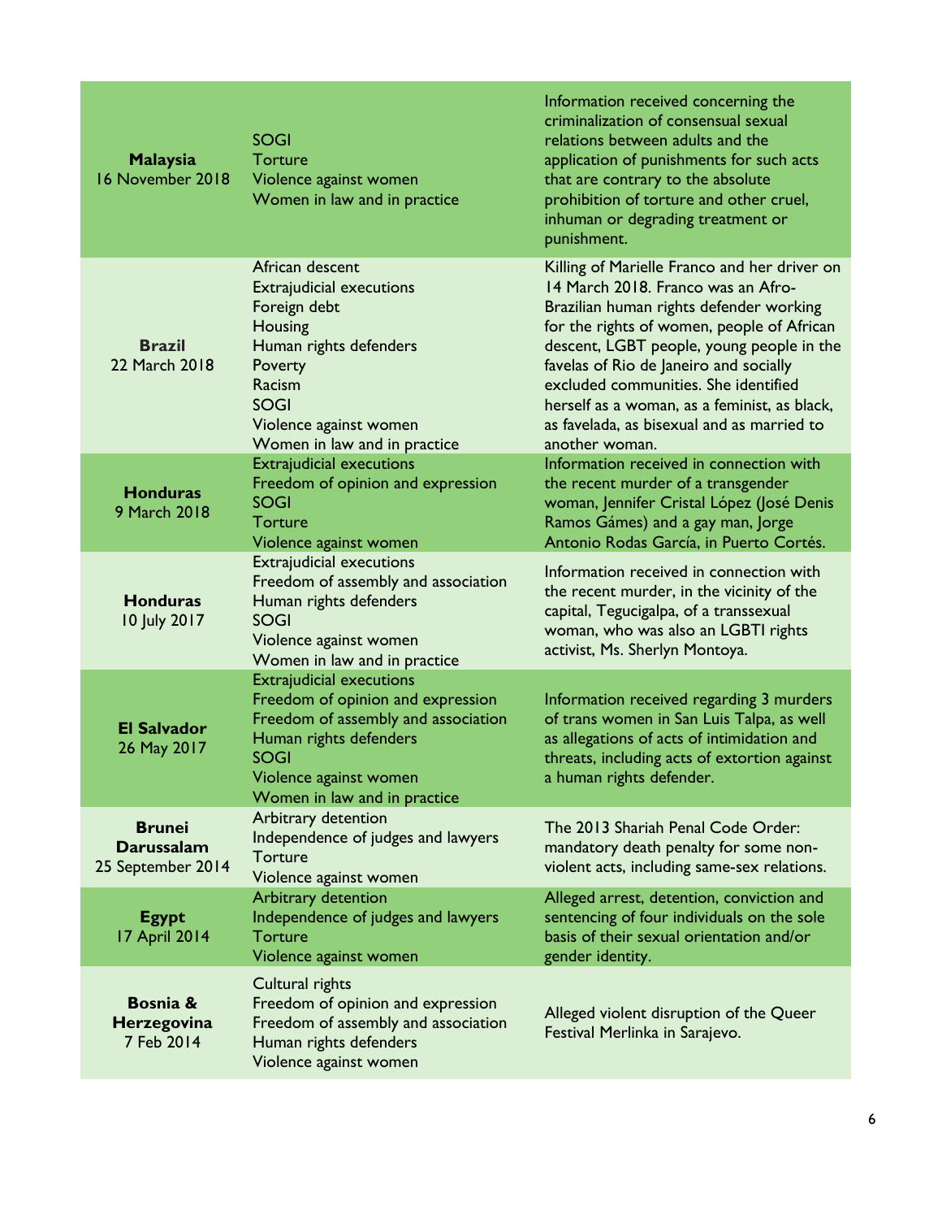| | | |
|---|---|---|
| **Malaysia** 16 November 2018 | SOGI<br>Torture<br>Violence against women<br>Women in law and in practice | Information received concerning the criminalization of consensual sexual relations between adults and the application of punishments for such acts that are contrary to the absolute prohibition of torture and other cruel, inhuman or degrading treatment or punishment. |
| **Brazil** 22 March 2018 | African descent<br>Extrajudicial executions<br>Foreign debt<br>Housing<br>Human rights defenders<br>Poverty<br>Racism<br>SOGI<br>Violence against women<br>Women in law and in practice | Killing of Marielle Franco and her driver on 14 March 2018. Franco was an Afro-Brazilian human rights defender working for the rights of women, people of African descent, LGBT people, young people in the favelas of Rio de Janeiro and socially excluded communities. She identified herself as a woman, as a feminist, as black, as favelada, as bisexual and as married to another woman. |
| **Honduras** 9 March 2018 | Extrajudicial executions<br>Freedom of opinion and expression<br>SOGI<br>Torture<br>Violence against women | Information received in connection with the recent murder of a transgender woman, Jennifer Cristal López (José Denis Ramos Gámes) and a gay man, Jorge Antonio Rodas García, in Puerto Cortés. |
| **Honduras** 10 July 2017 | Extrajudicial executions<br>Freedom of assembly and association<br>Human rights defenders<br>SOGI<br>Violence against women<br>Women in law and in practice | Information received in connection with the recent murder, in the vicinity of the capital, Tegucigalpa, of a transsexual woman, who was also an LGBTI rights activist, Ms. Sherlyn Montoya. |
| **El Salvador** 26 May 2017 | Extrajudicial executions<br>Freedom of opinion and expression<br>Freedom of assembly and association<br>Human rights defenders<br>SOGI<br>Violence against women<br>Women in law and in practice | Information received regarding 3 murders of trans women in San Luis Talpa, as well as allegations of acts of intimidation and threats, including acts of extortion against a human rights defender. |
| **Brunei Darussalam** 25 September 2014 | Arbitrary detention<br>Independence of judges and lawyers<br>Torture<br>Violence against women | The 2013 Shariah Penal Code Order: mandatory death penalty for some non-violent acts, including same-sex relations. |
| **Egypt** 17 April 2014 | Arbitrary detention<br>Independence of judges and lawyers<br>Torture<br>Violence against women | Alleged arrest, detention, conviction and sentencing of four individuals on the sole basis of their sexual orientation and/or gender identity. |
| **Bosnia & Herzegovina** 7 Feb 2014 | Cultural rights<br>Freedom of opinion and expression<br>Freedom of assembly and association<br>Human rights defenders<br>Violence against women | Alleged violent disruption of the Queer Festival Merlinka in Sarajevo. |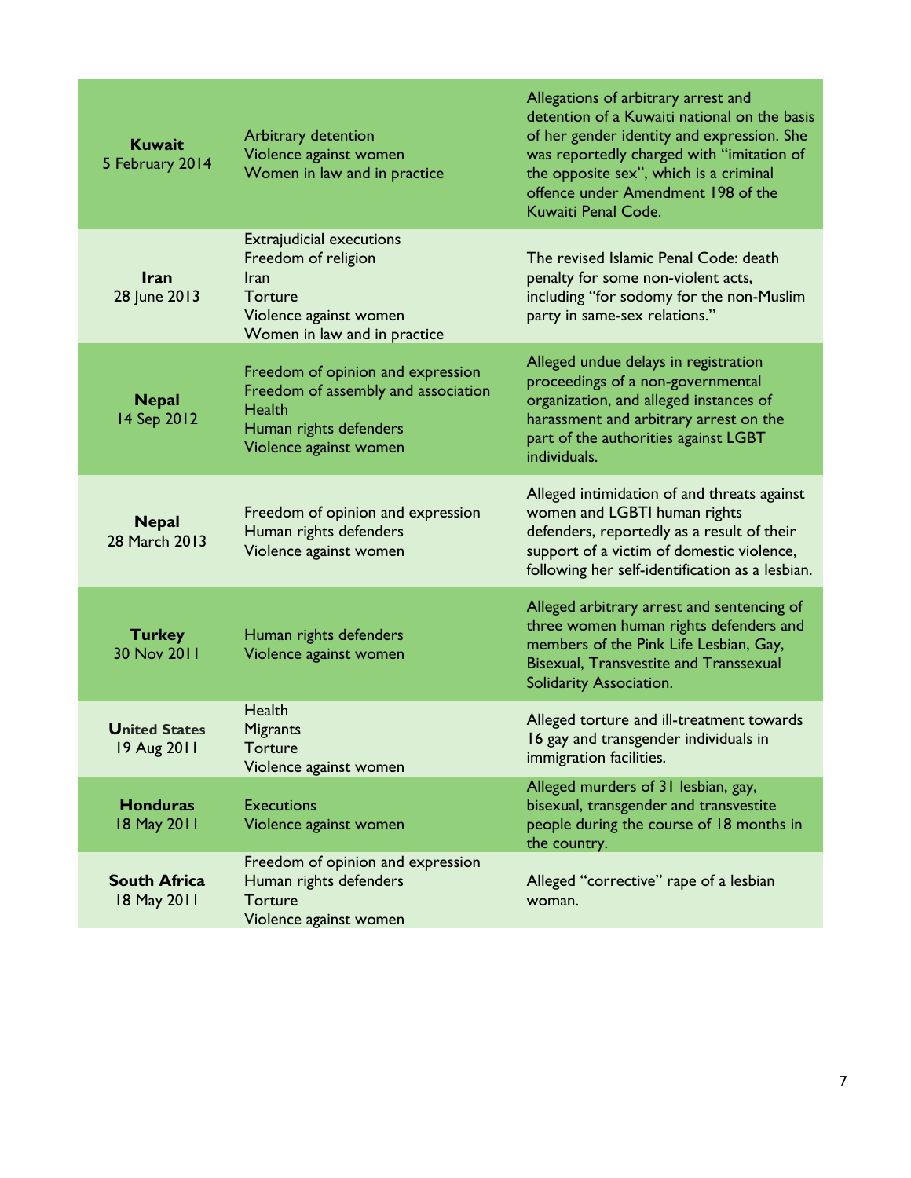| | | |
|---|---|---|
| **Kuwait** 5 February 2014 | Arbitrary detention<br>Violence against women<br>Women in law and in practice | Allegations of arbitrary arrest and detention of a Kuwaiti national on the basis of her gender identity and expression. She was reportedly charged with "imitation of the opposite sex", which is a criminal offence under Amendment 198 of the Kuwaiti Penal Code. |
| **Iran** 28 June 2013 | Extrajudicial executions<br>Freedom of religion<br>Iran<br>Torture<br>Violence against women<br>Women in law and in practice | The revised Islamic Penal Code: death penalty for some non-violent acts, including "for sodomy for the non-Muslim party in same-sex relations." |
| **Nepal** 14 Sep 2012 | Freedom of opinion and expression<br>Freedom of assembly and association<br>Health<br>Human rights defenders<br>Violence against women | Alleged undue delays in registration proceedings of a non-governmental organization, and alleged instances of harassment and arbitrary arrest on the part of the authorities against LGBT individuals. |
| **Nepal** 28 March 2013 | Freedom of opinion and expression<br>Human rights defenders<br>Violence against women | Alleged intimidation of and threats against women and LGBTI human rights defenders, reportedly as a result of their support of a victim of domestic violence, following her self-identification as a lesbian. |
| **Turkey** 30 Nov 2011 | Human rights defenders<br>Violence against women | Alleged arbitrary arrest and sentencing of three women human rights defenders and members of the Pink Life Lesbian, Gay, Bisexual, Transvestite and Transsexual Solidarity Association. |
| **United States** 19 Aug 2011 | Health<br>Migrants<br>Torture<br>Violence against women | Alleged torture and ill-treatment towards 16 gay and transgender individuals in immigration facilities. |
| **Honduras** 18 May 2011 | Executions<br>Violence against women | Alleged murders of 31 lesbian, gay, bisexual, transgender and transvestite people during the course of 18 months in the country. |
| **South Africa** 18 May 2011 | Freedom of opinion and expression<br>Human rights defenders<br>Torture<br>Violence against women | Alleged "corrective" rape of a lesbian woman. |